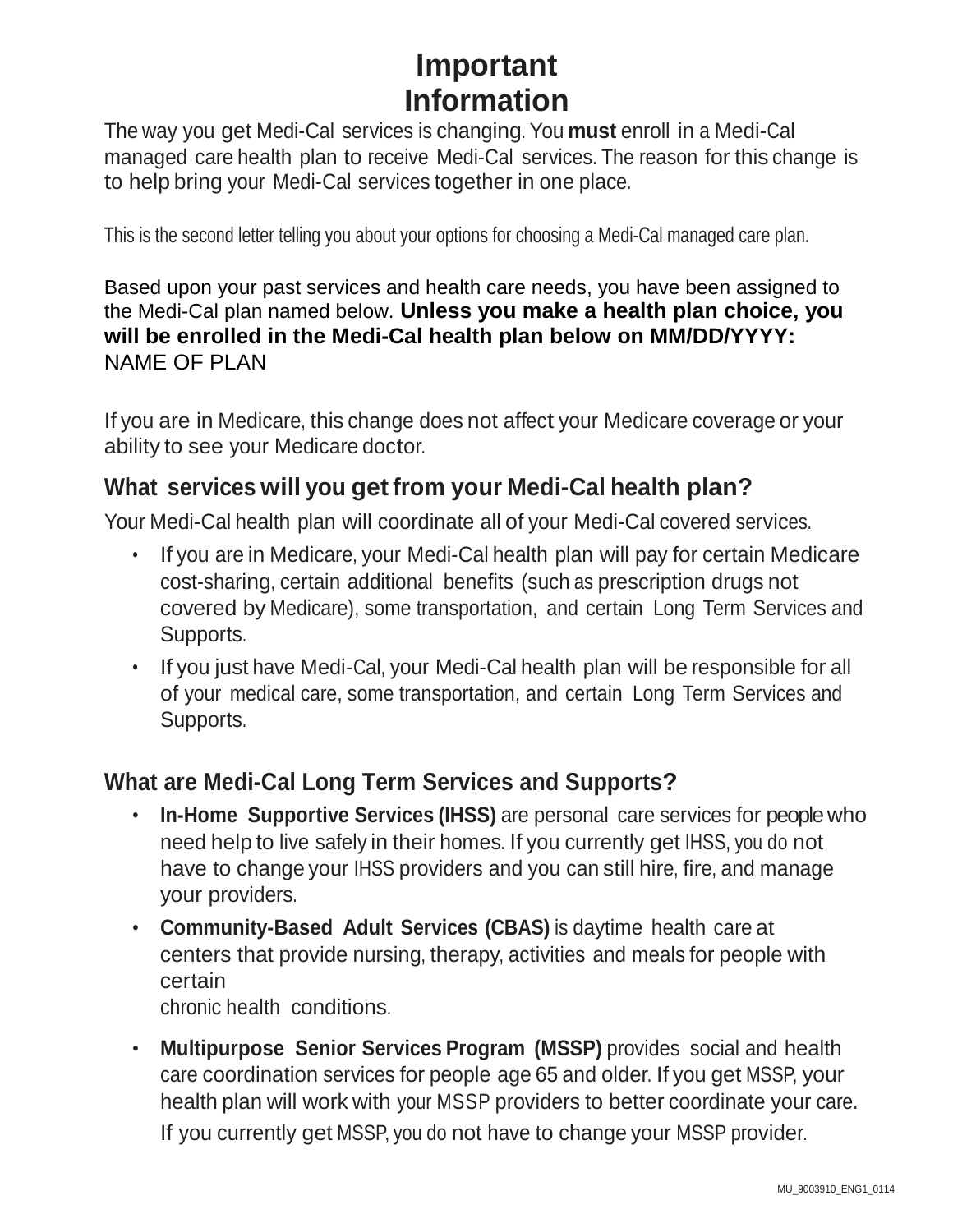# Important Information

The way you get Medi-Cal services is changing. You **must** enroll in a Medi-Cal managed care health plan to receive Medi-Cal services. The reason for this change is to help bring your Medi-Cal services together in one place.

This is the second letter telling you about your options for choosing a Medi-Cal managed care plan.

Based upon your past services and health care needs, you have been assigned to the Medi-Cal plan named below. **Unless you make a health plan choice, you will be enrolled in the Medi-Cal health plan below on MM/DD/YYYY:**
NAME OF PLAN

If you are in Medicare, this change does not affect your Medicare coverage or your ability to see your Medicare doctor.

## What services will you get from your Medi-Cal health plan?

Your Medi-Cal health plan will coordinate all of your Medi-Cal covered services.

- If you are in Medicare, your Medi-Cal health plan will pay for certain Medicare cost-sharing, certain additional benefits (such as prescription drugs not covered by Medicare), some transportation, and certain Long Term Services and Supports.
- If you just have Medi-Cal, your Medi-Cal health plan will be responsible for all of your medical care, some transportation, and certain Long Term Services and Supports.

## What are Medi-Cal Long Term Services and Supports?

- **In-Home Supportive Services (IHSS)** are personal care services for people who need help to live safely in their homes. If you currently get IHSS, you do not have to change your IHSS providers and you can still hire, fire, and manage your providers.
- **Community-Based Adult Services (CBAS)** is daytime health care at centers that provide nursing, therapy, activities and meals for people with certain chronic health conditions.
- **Multipurpose Senior Services Program (MSSP)** provides social and health care coordination services for people age 65 and older. If you get MSSP, your health plan will work with your MSSP providers to better coordinate your care. If you currently get MSSP, you do not have to change your MSSP provider.

MU_9003910_ENG1_0114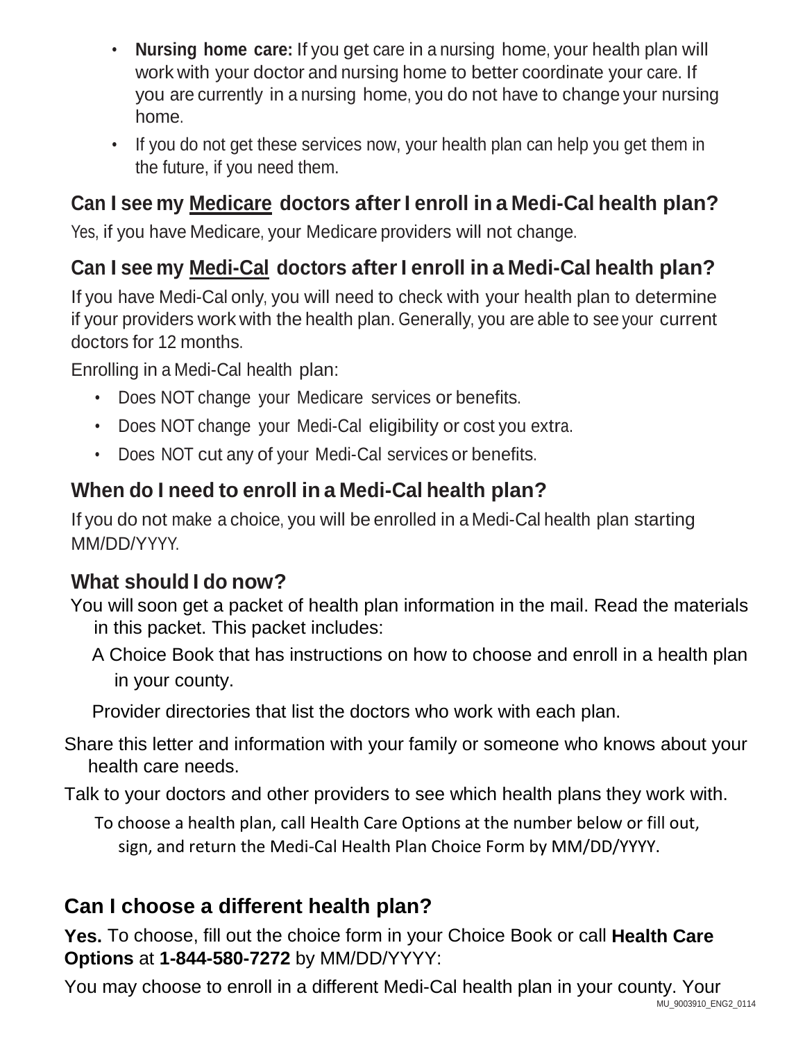- **Nursing home care:** If you get care in a nursing home, your health plan will work with your doctor and nursing home to better coordinate your care. If you are currently in a nursing home, you do not have to change your nursing home.
- If you do not get these services now, your health plan can help you get them in the future, if you need them.

## Can I see my <u>Medicare</u> doctors after I enroll in a Medi-Cal health plan?

Yes, if you have Medicare, your Medicare providers will not change.

## Can I see my <u>Medi-Cal</u> doctors after I enroll in a Medi-Cal health plan?

If you have Medi-Cal only, you will need to check with your health plan to determine if your providers work with the health plan. Generally, you are able to see your current doctors for 12 months.

Enrolling in a Medi-Cal health plan:

- Does NOT change your Medicare services or benefits.
- Does NOT change your Medi-Cal eligibility or cost you extra.
- Does NOT cut any of your Medi-Cal services or benefits.

## When do I need to enroll in a Medi-Cal health plan?

If you do not make a choice, you will be enrolled in a Medi-Cal health plan starting MM/DD/YYYY.

## What should I do now?

You will soon get a packet of health plan information in the mail. Read the materials in this packet. This packet includes:

A Choice Book that has instructions on how to choose and enroll in a health plan in your county.

Provider directories that list the doctors who work with each plan.

Share this letter and information with your family or someone who knows about your health care needs.

Talk to your doctors and other providers to see which health plans they work with.

To choose a health plan, call Health Care Options at the number below or fill out, sign, and return the Medi-Cal Health Plan Choice Form by MM/DD/YYYY.

## Can I choose a different health plan?

**Yes.** To choose, fill out the choice form in your Choice Book or call **Health Care Options** at **1-844-580-7272** by MM/DD/YYYY:

You may choose to enroll in a different Medi-Cal health plan in your county. Your

MU_9003910_ENG2_0114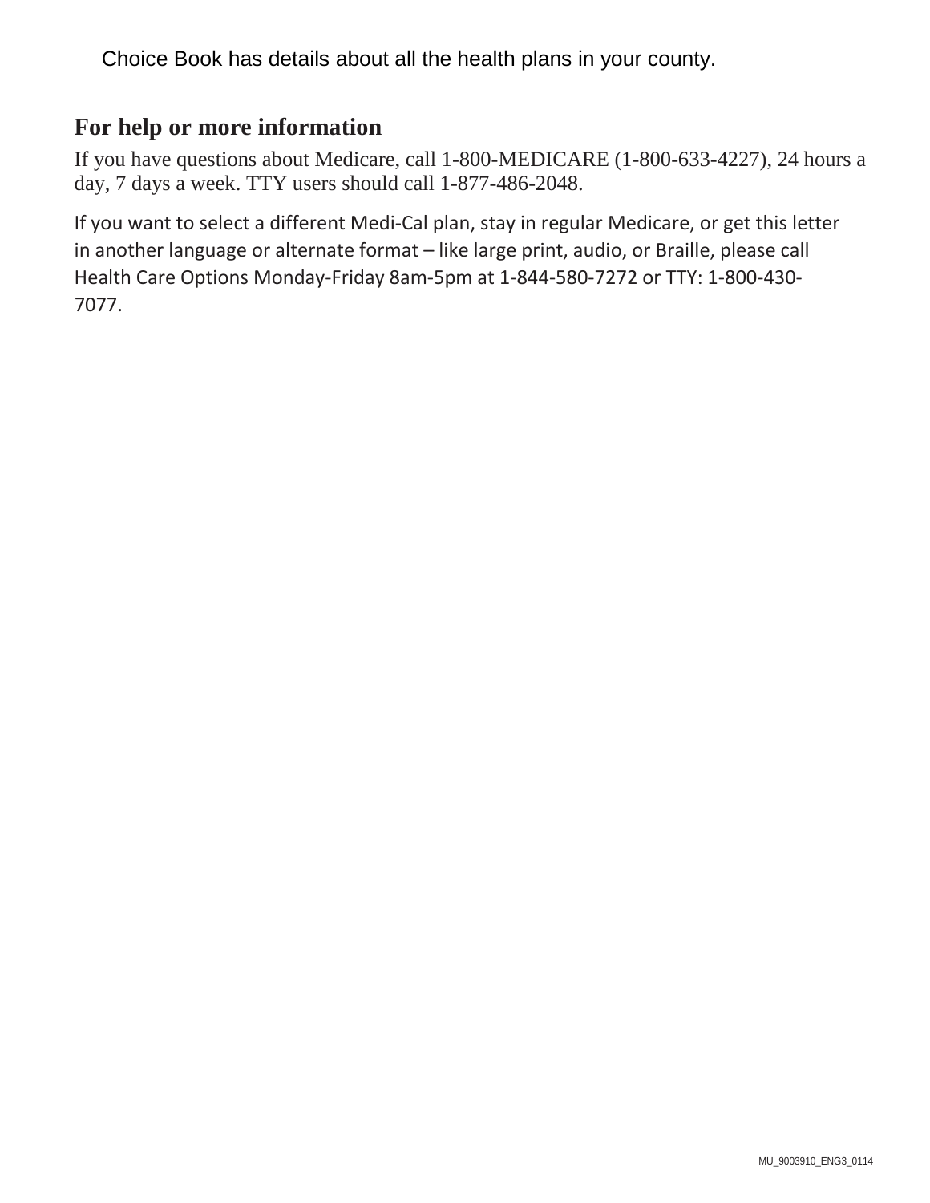Choice Book has details about all the health plans in your county.

## For help or more information

If you have questions about Medicare, call 1-800-MEDICARE (1-800-633-4227), 24 hours a day, 7 days a week. TTY users should call 1-877-486-2048.

If you want to select a different Medi-Cal plan, stay in regular Medicare, or get this letter in another language or alternate format – like large print, audio, or Braille, please call Health Care Options Monday-Friday 8am-5pm at 1-844-580-7272 or TTY: 1-800-430-7077.

MU_9003910_ENG3_0114